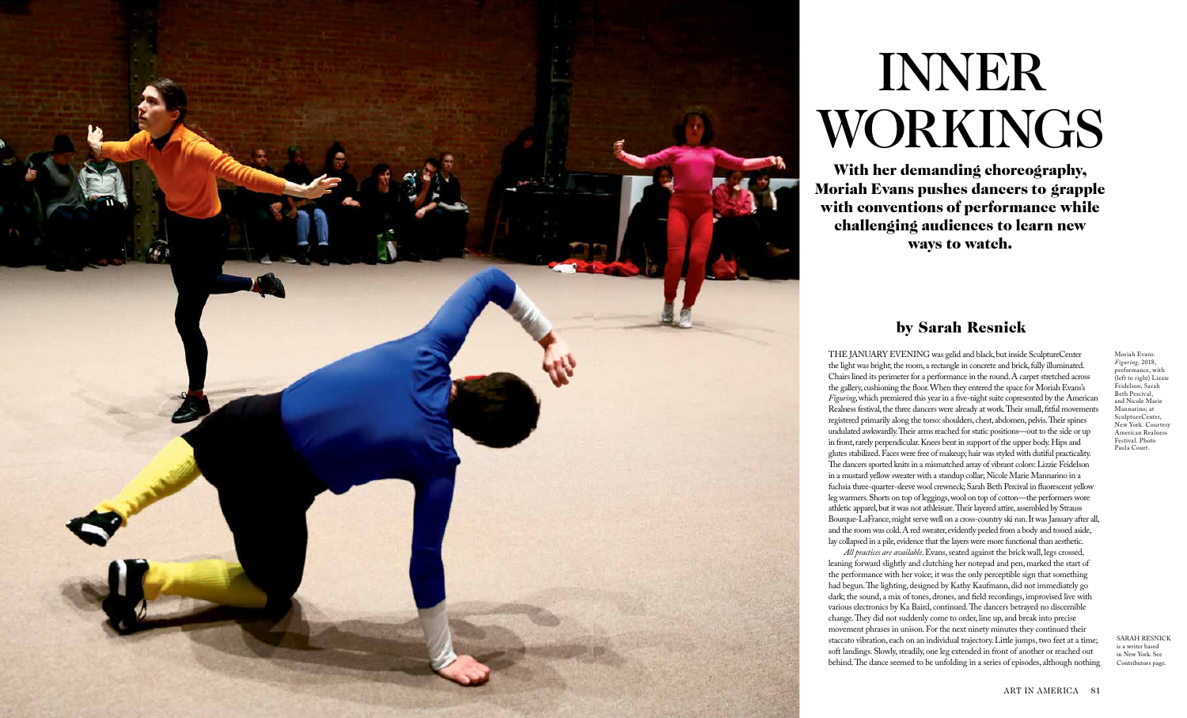# INNER WORKINGS

**With her demanding choreography, Moriah Evans pushes dancers to grapple with conventions of performance while challenging audiences to learn new ways to watch.**

## by Sarah Resnick

THE JANUARY EVENING was gelid and black, but inside SculptureCenter the light was bright; the room, a rectangle in concrete and brick, fully illuminated. Chairs lined its perimeter for a performance in the round. A carpet stretched across the gallery, cushioning the floor. When they entered the space for Moriah Evans's *Figuring*, which premiered this year in a five-night suite copresented by the American Realness festival, the three dancers were already at work. Their small, fitful movements registered primarily along the torso: shoulders, chest, abdomen, pelvis. Their spines undulated awkwardly. Their arms reached for static positions—out to the side or up in front, rarely perpendicular. Knees bent in support of the upper body. Hips and glutes stabilized. Faces were free of makeup; hair was styled with dutiful practicality. The dancers sported knits in a mismatched array of vibrant colors: Lizzie Feidelson in a mustard yellow sweater with a standup collar; Nicole Marie Mannarino in a fuchsia three-quarter-sleeve wool crewneck; Sarah Beth Percival in fluorescent yellow leg warmers. Shorts on top of leggings, wool on top of cotton—the performers wore athletic apparel, but it was not athleisure. Their layered attire, assembled by Strauss Bourque-LaFrance, might serve well on a cross-country ski run. It was January after all, and the room was cold. A red sweater, evidently peeled from a body and tossed aside, lay collapsed in a pile, evidence that the layers were more functional than aesthetic.

*All practices are available*. Evans, seated against the brick wall, legs crossed, leaning forward slightly and clutching her notepad and pen, marked the start of the performance with her voice; it was the only perceptible sign that something had begun. The lighting, designed by Kathy Kaufmann, did not immediately go dark; the sound, a mix of tones, drones, and field recordings, improvised live with various electronics by Ka Baird, continued. The dancers betrayed no discernible change. They did not suddenly come to order, line up, and break into precise movement phrases in unison. For the next ninety minutes they continued their staccato vibration, each on an individual trajectory. Little jumps, two feet at a time; soft landings. Slowly, steadily, one leg extended in front of another or reached out behind. The dance seemed to be unfolding in a series of episodes, although nothing

Moriah Evans: *Figuring*, 2018, performance, with (left to right) Lizzie Feidelson, Sarah Beth Percival, and Nicole Marie Mannarino; at SculptureCenter, New York. Courtesy American Realness Festival. Photo Paula Court.

SARAH RESNICK is a writer based in New York. See Contributors page.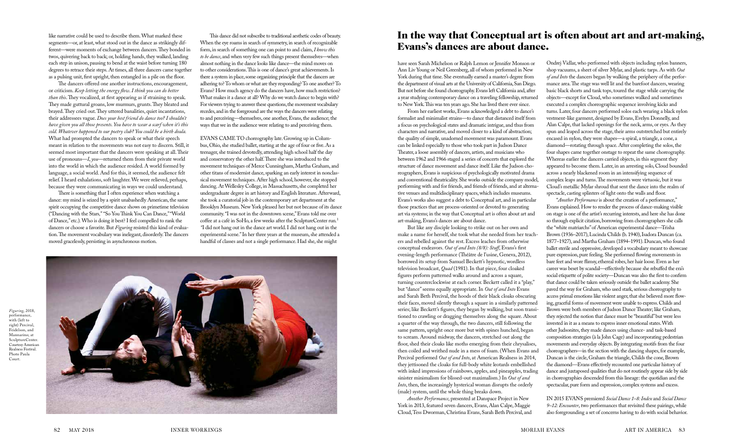like narrative could be used to describe them. What marked these segments—or, at least, what stood out in the dance as strikingly different—were moments of exchange between dancers. They bonded in twos, quivering back to back; or, holding hands, they walked, landing each step in unison, pausing to bend at the waist before turning 180 degrees to retrace their steps. At times, all three dancers came together as a pulsing unit, first upright, then entangled in a pile on the floor.

The dancers offered one another instructions, encouragement, or criticism. *Keep letting the energy flow. I think you can do better than this.* They vocalized, at first appearing as if straining to speak. They made guttural groans, low murmurs, grunts. They bleated and brayed. They cried out. They uttered banalities, quiet incantations, their addressees vague. *Does your best friend do dance too? I shouldn't have given you all those presents. You have to wear a scarf when it's this cold. Whatever happened to our poetry club? You could be a birth doula.* What had prompted the dancers to speak or what their speech meant in relation to the movements was not easy to discern. Still, it seemed most important that the dancers were speaking at all. Their use of pronouns—*I*, *you*—returned them from their private world into the world in which the audience resided. A world formed by language, a social world. And for this, it seemed, the audience felt relief. I heard exhalations, soft laughter. We were relieved, perhaps, because they were communicating in ways we could understand.

There is something that I often experience when watching a dance: my mind is seized by a spirit unabashedly American, the same spirit occupying the competitive dance shows on primetime television ("Dancing with the Stars," "So You Think You Can Dance," "World of Dance," etc.). Who is doing it best? I feel compelled to rank the dancers or choose a favorite. But *Figuring* resisted this kind of evaluation. The movement vocabulary was inelegant, disorderly. The dancers moved gracelessly, persisting in asynchronous motion.

This dance did not subscribe to traditional aesthetic codes of beauty. When the eye roams in search of symmetry, in search of recognizable form, in search of something one can point to and claim, *I know this to be dance*, and when very few such things present themselves—when almost nothing in the dance looks like dance—the mind moves on to other considerations. This is one of dance's great achievements. Is there a system in place, some organizing principle that the dancers are adhering to? To whom or what are they responding? To one another? To Evans? How much agency do the dancers have, how much restriction? What makes it a dance at all? Why do we watch dance to begin with? For viewers trying to answer these questions, the movement vocabulary recedes, and in the foreground are the ways the dancers were relating to and perceiving—themselves, one another, Evans, the audience; the ways that we in the audience were relating to and perceiving them.

EVANS CAME TO choreography late. Growing up in Columbus, Ohio, she studied ballet, starting at the age of four or five. As a teenager, she trained devotedly, attending high school half the day and conservatory the other half. There she was introduced to the movement techniques of Merce Cunningham, Martha Graham, and other titans of modernist dance, sparking an early interest in nonclassical movement techniques. After high school, however, she stopped dancing. At Wellesley College, in Massachusetts, she completed her undergraduate degree in art history and English literature. Afterward, she took a curatorial job in the contemporary art department at the Brooklyn Museum. New York pleased her but not because of its dance community. "I was not in the downtown scene," Evans told me over coffee at a café in SoHo, a few weeks after the SculptureCenter run.[1] "I did not hang out in the dance art world. I did not hang out in the experimental scene." In her three years at the museum, she attended a handful of classes and not a single performance. Had she, she might have seen Sarah Michelson or Ralph Lemon or Jennifer Monson or Ann Liv Young or Neil Greenberg, all of whom performed in New York during that time. She eventually earned a master's degree from the department of visual arts at the University of California, San Diego. But not before she found choreography. Evans left California and, after a year studying contemporary dance on a traveling fellowship, returned to New York. This was ten years ago. She has lived there ever since.

*Figuring*, 2018, performance, with (left to right) Percival, Feidelson, and Mannarino; at SculptureCenter. Courtesy American Realness Festival. Photo Paula Court.

## In the way that Conceptual art is often about art and art-making, Evans's dances are about dance.

From her earliest works, Evans acknowledged a debt to dance's formalist and minimalist strains—to dance that distanced itself from a focus on psychological states and dramatic intrigue, and thus from characters and narrative, and moved closer to a kind of abstraction; the quality of simple, unadorned movement was paramount. Evans can be linked especially to those who took part in Judson Dance Theater, a loose assembly of dancers, artists, and musicians who between 1962 and 1966 staged a series of concerts that explored the structure of dance movement and dance itself. Like the Judson choreographers, Evans is suspicious of psychologically motivated drama and conventional theatricality. She works outside the company model, performing with and for friends, and friends of friends, and at alternative venues and multidisciplinary spaces, which includes museums. Evans's works also suggest a debt to Conceptual art, and in particular those practices that are process-oriented or devoted to generating art via systems; in the way that Conceptual art is often about art and art-making, Evans's dances are about dance.

But like any disciple looking to strike out on her own and make a name for herself, she took what she needed from her teachers and rebelled against the rest. Excess leaches from otherwise conceptual endeavors. *Out of and Into (8/8): Stuff*, Evans's first evening-length performance (Théâtre de l'usine, Geneva, 2012), borrowed its setup from Samuel Beckett's hypnotic, wordless television broadcast, *Quad* (1981). In that piece, four cloaked figures perform patterned walks around and across a square, turning counterclockwise at each corner. Beckett called it a "play," but "dance" seems equally appropriate. In *Out of and Into* Evans and Sarah Beth Percival, the hoods of their black cloaks obscuring their faces, moved silently through a square in a similarly patterned series; like Beckett's figures, they began by walking, but soon transitioned to crawling or dragging themselves along the square. About a quarter of the way through, the two dancers, still following the same pattern, upright once more but with spines hunched, began to scream. Around midway, the dancers, stretched out along the floor, shed their cloaks like moths emerging from their chrysalises, then coiled and writhed nude in a mess of foam. (When Evans and Percival performed *Out of and Into*, at American Realness in 2014, they jettisoned the cloaks for full-body white leotards embellished with inked impressions of rainbows, apples, and pineapples, trading sinister minimalism for blissed-out maximalism.) In *Out of and Into*, then, the increasingly hysterical woman disrupts the orderly (male) system, until the whole thing breaks down.

*Another Performance*, presented at Danspace Project in New York in 2013, featured seven dancers, Evans, Alan Calpe, Maggie Cloud, Tess Dworman, Christina Evans, Sarah Beth Percival, and Ondrej Vidlar, who performed with objects including nylon banners, shop vacuums, a sheet of silver Mylar, and plastic tarps. As with *Out of and Into* the dancers began by walking the periphery of the performance area. The stage was well lit and the barefoot dancers, wearing basic black shorts and tank tops, toured the stage while carrying the objects—except for Cloud, who sometimes walked and sometimes executed a complex choreographic sequence involving kicks and turns. Later, four dancers performed solos each wearing a black nylon vestment-like garment, designed by Evans, Evelyn Donnelly, and Alan Calpe, that lacked openings for the neck, arms, or eyes. As they spun and leaped across the stage, their arms outstretched but entirely encased in nylon, they were shapes—a spiral, a triangle, a cone, a diamond—rotating through space. After completing the solos, the four shapes came together onstage to repeat the same choreography. Whereas earlier the dancers carried objects, in this segment they appeared to become them. Later, in an arresting solo, Cloud bounded across a nearly blackened room in an intensifying sequence of complex leaps and turns. The movements were virtuosic, but it was Cloud's metallic Mylar shroud that sent the dance into the realm of spectacle, casting splinters of light onto the walls and floor.

"*Another Performance* is about the creation of a performance," Evans explained. How to render the process of dance-making visible on stage is one of the artist's recurring interests, and here she has done so through explicit citation, borrowing from choreographers she calls the "white matriarchs" of American experimental dance—Trisha Brown (1936–2017), Lucinda Childs (b. 1940), Isadora Duncan (ca. 1877–1927), and Martha Graham (1894–1991). Duncan, who found ballet sterile and oppressive, developed a vocabulary meant to showcase pure expression, pure feeling. She performed flowing movements in bare feet and wore flimsy, ethereal robes, her hair loose. Even as her career was beset by scandal—effectively because she rebuffed the era's social etiquette of polite society—Duncan was also the first to confirm that dance could be taken seriously outside the ballet academy. She paved the way for Graham, who used stark, serious choreography to access primal emotions like violent anger, that she believed more flowing, graceful forms of movement were unable to express. Childs and Brown were both members of Judson Dance Theater; like Graham, they rejected the notion that dance must be "beautiful" but were less invested in it as a means to express inner emotional states. With other Judsonites, they made dances using chance- and task-based composition strategies (à la John Cage) and incorporating pedestrian movements and everyday objects. By integrating motifs from the four choreographers—in the section with the dancing shapes, for example, Duncan is the circle, Graham the triangle, Childs the cone, Brown the diamond—Evans effectively recounted one particular history of dance and juxtaposed qualities that do not routinely appear side by side in choreographies descended from this lineage: the quotidian and the spectacular, pure form and expression, complex systems and excess.

IN 2015 EVANS premiered *Social Dance 1–8: Index* and *Social Dance 9–12: Encounter*, two performances that revisited these pairings, while also foregrounding a set of concerns having to do with social behavior.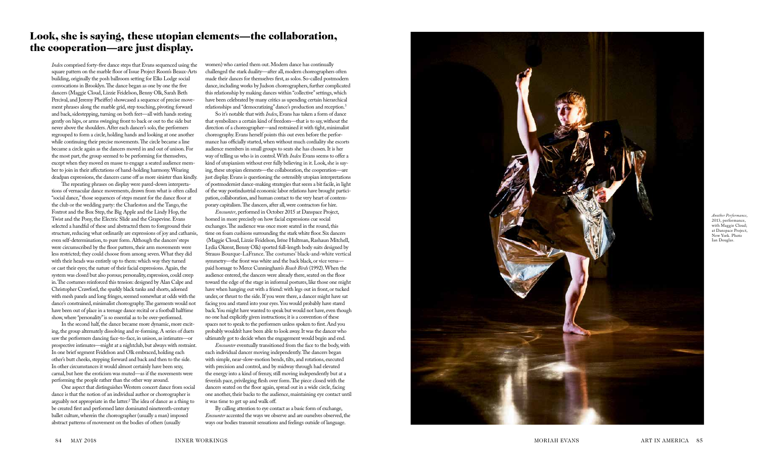## Look, she is saying, these utopian elements—the collaboration, the cooperation—are just display.

*Index* comprised forty-five dance steps that Evans sequenced using the square pattern on the marble floor of Issue Project Room's Beaux-Arts building, originally the posh ballroom setting for Elks Lodge social convocations in Brooklyn. The dance began as one by one the five dancers (Maggie Cloud, Lizzie Feidelson, Benny Olk, Sarah Beth Percival, and Jeremy Pheiffer) showcased a sequence of precise movement phrases along the marble grid, step touching, pivoting forward and back, sidestepping, turning on both feet—all with hands resting gently on hips, or arms swinging front to back or out to the side but never above the shoulders. After each dancer's solo, the performers regrouped to form a circle, holding hands and looking at one another while continuing their precise movements. The circle became a line became a circle again as the dancers moved in and out of unison. For the most part, the group seemed to be performing for themselves, except when they moved en masse to engage a seated audience member to join in their affectations of hand-holding harmony. Wearing deadpan expressions, the dancers came off as more sinister than kindly.

The repeating phrases on display were pared-down interpretations of vernacular dance movements, drawn from what is often called "social dance," those sequences of steps meant for the dance floor at the club or the wedding party: the Charleston and the Tango, the Foxtrot and the Box Step, the Big Apple and the Lindy Hop, the Twist and the Pony, the Electric Slide and the Grapevine. Evans selected a handful of these and abstracted them to foreground their structure, reducing what ordinarily are expressions of joy and catharsis, even self-determination, to pure form. Although the dancers' steps were circumscribed by the floor pattern, their arm movements were less restricted; they could choose from among seven. What they did with their heads was entirely up to them: which way they turned or cast their eyes; the nature of their facial expressions. Again, the system was closed but also porous; personality, expression, could creep in. The costumes reinforced this tension: designed by Alan Calpe and Christopher Crawford, the sparkly black tanks and shorts, adorned with mesh panels and long fringes, seemed somewhat at odds with the dance's constrained, minimalist choreography. The garments would not have been out of place in a teenage dance recital or a football halftime show, where "personality" is so essential as to be over-performed.

In the second half, the dance became more dynamic, more exciting, the group alternately dissolving and re-forming. A series of duets saw the performers dancing face-to-face, in unison, as intimates—or prospective intimates—might at a nightclub, but always with restraint. In one brief segment Feidelson and Olk embraced, holding each other's butt cheeks, stepping forward and back and then to the side. In other circumstances it would almost certainly have been sexy, carnal, but here the eroticism was muted—as if the movements were performing the people rather than the other way around.

One aspect that distinguishes Western concert dance from social dance is that the notion of an individual author or choreographer is arguably not appropriate in the latter.[2] The idea of dance as a thing to be created first and performed later dominated nineteenth-century ballet culture, wherein the choreographer (usually a man) imposed abstract patterns of movement on the bodies of others (usually women) who carried them out. Modern dance has continually challenged the stark duality—after all, modern choreographers often made their dances for themselves first, as solos. So-called postmodern dance, including works by Judson choreographers, further complicated this relationship by making dances within "collective" settings, which have been celebrated by many critics as upending certain hierarchical relationships and "democratizing" dance's production and reception.[3]

So it's notable that with *Index*, Evans has taken a form of dance that symbolizes a certain kind of freedom—that is to say, without the direction of a choreographer—and restrained it with tight, minimalist choreography. Evans herself points this out even before the performance has officially started, when without much cordiality she escorts audience members in small groups to seats she has chosen. It is her way of telling us who is in control. With *Index* Evans seems to offer a kind of utopianism without ever fully believing in it. Look, she is saying, these utopian elements—the collaboration, the cooperation—are just display. Evans is questioning the ostensibly utopian interpretations of postmodernist dance-making strategies that seem a bit facile, in light of the way postindustrial economic labor relations have brought participation, collaboration, and human contact to the very heart of contemporary capitalism. The dancers, after all, were contractors for hire.

*Encounter*, performed in October 2015 at Danspace Project, homed in more precisely on how facial expressions cue social exchanges. The audience was once more seated in the round, this time on foam cushions surrounding the stark white floor. Six dancers (Maggie Cloud, Lizzie Feidelson, Iréne Hultman, Rashaun Mitchell, Lydia Okrent, Benny Olk) sported full-length body suits designed by Strauss Bourque-LaFrance. The costumes' black-and-white vertical symmetry—the front was white and the back black, or vice versa—paid homage to Merce Cunningham's *Beach Birds* (1992). When the audience entered, the dancers were already there, seated on the floor toward the edge of the stage in informal postures, like those one might have when hanging out with a friend: with legs out in front, or tucked under, or thrust to the side. If you were there, a dancer might have sat facing you and stared into your eyes. You would probably have stared back. You might have wanted to speak but would not have, even though no one had explicitly given instructions; it is a convention of these spaces not to speak to the performers unless spoken to first. And you probably wouldn't have been able to look away. It was the dancer who ultimately got to decide when the engagement would begin and end.

*Encounter* eventually transitioned from the face to the body, with each individual dancer moving independently. The dancers began with simple, near-slow-motion bends, tilts, and rotations, executed with precision and control, and by midway through had elevated the energy into a kind of frenzy, still moving independently but at a feverish pace, privileging flesh over form. The piece closed with the dancers seated on the floor again, spread out in a wide circle, facing one another, their backs to the audience, maintaining eye contact until it was time to get up and walk off.

By calling attention to eye contact as a basic form of exchange, *Encounter* accented the ways we observe and are ourselves observed, the ways our bodies transmit sensations and feelings outside of language.

*Another Performance*, 2013, performance, with Maggie Cloud; at Danspace Project, New York. Photo Ian Douglas.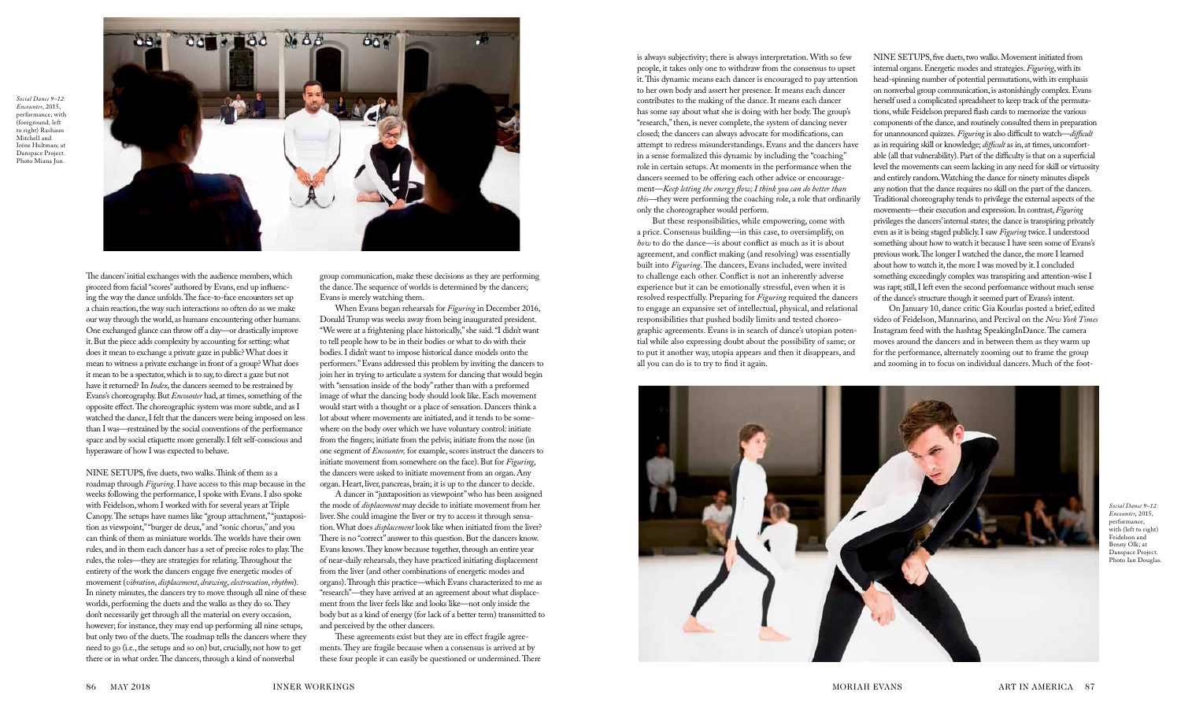*Social Dance 9–12: Encounter*, 2015, performance, with (foreground, left to right) Rashaun Mitchell and Irène Hultman; at Danspace Project. Photo Miana Jun.

The dancers' initial exchanges with the audience members, which proceed from facial "scores" authored by Evans, end up influencing the way the dance unfolds. The face-to-face encounters set up a chain reaction, the way such interactions so often do as we make our way through the world, as humans encountering other humans. One exchanged glance can throw off a day—or drastically improve it. But the piece adds complexity by accounting for setting: what does it mean to exchange a private gaze in public? What does it mean to witness a private exchange in front of a group? What does it mean to be a spectator, which is to say, to direct a gaze but not have it returned? In *Index*, the dancers seemed to be restrained by Evans's choreography. But *Encounter* had, at times, something of the opposite effect. The choreographic system was more subtle, and as I watched the dance, I felt that the dancers were being imposed on less than I was—restrained by the social conventions of the performance space and by social etiquette more generally. I felt self-conscious and hyperaware of how I was expected to behave.

NINE SETUPS, five duets, two walks. Think of them as a roadmap through *Figuring*. I have access to this map because in the weeks following the performance, I spoke with Evans. I also spoke with Feidelson, whom I worked with for several years at Triple Canopy. The setups have names like "group attachment," "juxtaposition as viewpoint," "burger de deux," and "sonic chorus," and you can think of them as miniature worlds. The worlds have their own rules, and in them each dancer has a set of precise roles to play. The rules, the roles—they are strategies for relating. Throughout the entirety of the work the dancers engage five energetic modes of movement (*vibration*, *displacement*, *drawing*, *electrocution*, *rhythm*). In ninety minutes, the dancers try to move through all nine of these worlds, performing the duets and the walks as they do so. They don't necessarily get through all the material on every occasion, however; for instance, they may end up performing all nine setups, but only two of the duets. The roadmap tells the dancers where they need to go (i.e., the setups and so on) but, crucially, not how to get there or in what order. The dancers, through a kind of nonverbal group communication, make these decisions as they are performing the dance. The sequence of worlds is determined by the dancers; Evans is merely watching them.

When Evans began rehearsals for *Figuring* in December 2016, Donald Trump was weeks away from being inaugurated president. "We were at a frightening place historically," she said. "I didn't want to tell people how to be in their bodies or what to do with their bodies. I didn't want to impose historical dance models onto the performers." Evans addressed this problem by inviting the dancers to join her in trying to articulate a system for dancing that would begin with "sensation inside of the body" rather than with a preformed image of what the dancing body should look like. Each movement would start with a thought or a place of sensation. Dancers think a lot about where movements are initiated, and it tends to be somewhere on the body over which we have voluntary control: initiate from the fingers; initiate from the pelvis; initiate from the nose (in one segment of *Encounter*, for example, scores instruct the dancers to initiate movement from somewhere on the face). But for *Figuring*, the dancers were asked to initiate movement from an organ. Any organ. Heart, liver, pancreas, brain; it is up to the dancer to decide.

A dancer in "juxtaposition as viewpoint" who has been assigned the mode of *displacement* may decide to initiate movement from her liver. She could imagine the liver or try to access it through sensation. What does *displacement* look like when initiated from the liver? There is no "correct" answer to this question. But the dancers know. Evans knows. They know because together, through an entire year of near-daily rehearsals, they have practiced initiating displacement from the liver (and other combinations of energetic modes and organs). Through this practice—which Evans characterized to me as "research"—they have arrived at an agreement about what displacement from the liver feels like and looks like—not only inside the body but as a kind of energy (for lack of a better term) transmitted to and perceived by the other dancers.

These agreements exist but they are in effect fragile agreements. They are fragile because when a consensus is arrived at by these four people it can easily be questioned or undermined. There is always subjectivity; there is always interpretation. With so few people, it takes only one to withdraw from the consensus to upset it. This dynamic means each dancer is encouraged to pay attention to her own body and assert her presence. It means each dancer contributes to the making of the dance. It means each dancer has some say about what she is doing with her body. The group's "research," then, is never complete, the system of dancing never closed; the dancers can always advocate for modifications, can attempt to redress misunderstandings. Evans and the dancers have in a sense formalized this dynamic by including the "coaching" role in certain setups. At moments in the performance when the dancers seemed to be offering each other advice or encouragement—*Keep letting the energy flow; I think you can do better than this*—they were performing the coaching role, a role that ordinarily only the choreographer would perform.

But these responsibilities, while empowering, come with a price. Consensus building—in this case, to oversimplify, on *how* to do the dance—is about conflict as much as it is about agreement, and conflict making (and resolving) was essentially built into *Figuring*. The dancers, Evans included, were invited to challenge each other. Conflict is not an inherently adverse experience but it can be emotionally stressful, even when it is resolved respectfully. Preparing for *Figuring* required the dancers to engage an expansive set of intellectual, physical, and relational responsibilities that pushed bodily limits and tested choreographic agreements. Evans is in search of dance's utopian potential while also expressing doubt about the possibility of same; or to put it another way, utopia appears and then it disappears, and all you can do is to try to find it again.

NINE SETUPS, five duets, two walks. Movement initiated from internal organs. Energetic modes and strategies. *Figuring*, with its head-spinning number of potential permutations, with its emphasis on nonverbal group communication, is astonishingly complex. Evans herself used a complicated spreadsheet to keep track of the permutations, while Feidelson prepared flash cards to memorize the various components of the dance, and routinely consulted them in preparation for unannounced quizzes. *Figuring* is also difficult to watch—*difficult* as in requiring skill or knowledge; *difficult* as in, at times, uncomfortable (all that vulnerability). Part of the difficulty is that on a superficial level the movements can seem lacking in any need for skill or virtuosity and entirely random. Watching the dance for ninety minutes dispels any notion that the dance requires no skill on the part of the dancers. Traditional choreography tends to privilege the external aspects of the movements—their execution and expression. In contrast, *Figuring* privileges the dancers' internal states; the dance is transpiring privately even as it is being staged publicly. I saw *Figuring* twice. I understood something about how to watch it because I have seen some of Evans's previous work. The longer I watched the dance, the more I learned about how to watch it, the more I was moved by it. I concluded something exceedingly complex was transpiring and attention-wise I was rapt; still, I left even the second performance without much sense of the dance's structure though it seemed part of Evans's intent.

On January 10, dance critic Gia Kourlas posted a brief, edited video of Feidelson, Mannarino, and Percival on the *New York Times* Instagram feed with the hashtag SpeakingInDance. The camera moves around the dancers and in between them as they warm up for the performance, alternately zooming out to frame the group and zooming in to focus on individual dancers. Much of the foot-

*Social Dance 9–12: Encounter*, 2015, performance, with (left to right) Feidelson and Benny Olk; at Danspace Project. Photo Ian Douglas.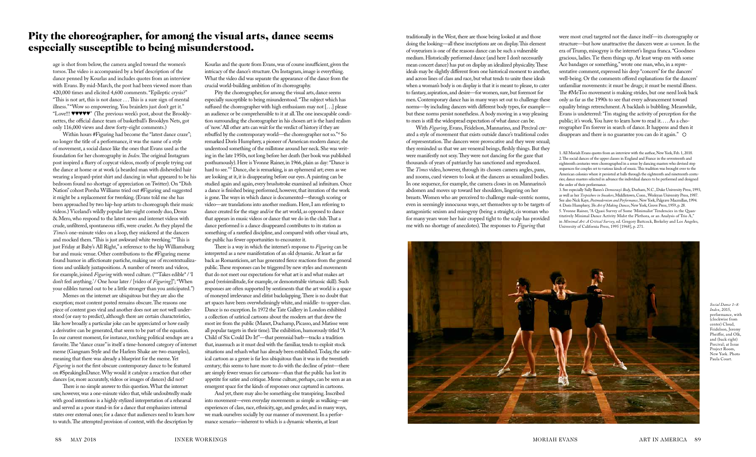# Pity the choreographer, for among the visual arts, dance seems especially susceptible to being misunderstood.

age is shot from below, the camera angled toward the women's torsos. The video is accompanied by a brief description of the dance penned by Kourlas and includes quotes from an interview with Evans. By mid-March, the post had been viewed more than 420,000 times and elicited 4,600 comments. "Epileptic crysis?" "This is not art, this is not dance . . . This is a sure sign of mental illness." "Wow so empowering. You brainlets just don't get it." "Love!!! ♥♥♥♥♥" (The previous week's post, about the Brooklynettes, the official dance team of basketball's Brooklyn Nets, got only 116,000 views and drew forty-eight comments.)

Within hours #Figuring had become the "latest dance craze"; no longer the title of a performance, it was the name of a style of movement, a social dance like the ones that Evans used as the foundation for her choreography in *Index*. The original Instagram post inspired a flurry of copycat videos, mostly of people trying out the dance at home or at work (a bearded man with disheveled hair wearing a leopard-print shirt and dancing in what appeared to be his bedroom found no shortage of appreciation on Twitter). On "Dish Nation" cohost Porsha Williams tried out #Figuring and suggested it might be a replacement for twerking. (Evans told me she has been approached by two hip-hop artists to choreograph their music videos.) Viceland's wildly popular late-night comedy duo, Desus & Mero, who respond to the latest news and internet videos with crude, unfiltered, spontaneous riffs, were crueler. As they played the *Times*'s one-minute video on a loop, they snickered at the dancers and mocked them. "This is just awkward white twerking." "This is just Friday at Baby's All Right," a reference to the hip Williamsburg bar and music venue. Other contributions to the #Figuring meme found humor in affectionate pastiche, making use of recontextualizations and unlikely juxtapositions. A number of tweets and videos, for example, joined *Figuring* with weed culture. ("*Takes edible* / 'I don't feel anything.' / One hour later / [video of *Figuring*]"; "When your edibles turned out to be a little stronger than you anticipated.")

Memes on the internet are ubiquitous but they are also the exception; most content posted remains obscure. The reasons one piece of content goes viral and another does not are not well understood (or easy to predict), although there are certain characteristics, like how broadly a particular joke can be appreciated or how easily a derivative can be generated, that seem to be part of the equation. In our current moment, for instance, torching political sendups are a favorite. The "dance craze" is itself a time-honored category of internet meme (Gangnam Style and the Harlem Shake are two examples), meaning that there was already a blueprint for the meme. Yet *Figuring* is not the first obscure contemporary dance to be featured on #SpeakingInDance. Why would it catalyze a reaction that other dances (or, more accurately, videos or images of dances) did not?

There is no simple answer to this question. What the internet saw, however, was a one-minute video that, while undoubtedly made with good intentions is a highly stylized interpretation of a rehearsal and served as a poor stand-in for a dance that emphasizes internal states over external ones; for a dance that audiences need to learn how to watch. The attempted provision of context, with the description by Kourlas and the quote from Evans, was of course insufficient, given the intricacy of the dance's structure. On Instagram, image is everything. What the video did was separate the appearance of the dance from the crucial world-building ambition of its choreography.

Pity the choreographer, for among the visual arts, dance seems especially susceptible to being misunderstood. "The subject which has suffused the choreographer with high enthusiasm may not [. . .] please an audience or be comprehensible to it at all. The one inescapable condition surrounding the choreographer in his chosen art is the hard realism of 'now.' All other arts can wait for the verdict of history if they are rebuffed by the contemporary world—the choreographer not so."[4] So remarked Doris Humphrey, a pioneer of American modern dance; she understood something of the millstone around her neck. She was writing in the late 1950s, not long before her death (her book was published posthumously). Here is Yvonne Rainer, in 1966, plain as day: "Dance is hard to see."[5] Dance, she is remarking, is an ephemeral art; even as we are looking at it, it is disappearing before our eyes. A painting can be studied again and again, every brushstroke examined ad infinitum. Once a dance is finished being performed, however, that iteration of the work is gone. The ways in which dance is documented—through scoring or video—are translations into another medium. Here, I am referring to dance created for the stage and/or the art world, as opposed to dance that appears in music videos or dance that we do in the club. That a dance performed is a dance disappeared contributes to its station as something of a rarefied discipline, and compared with other visual arts, the public has fewer opportunities to encounter it.

There is a way in which the internet's response to *Figuring* can be interpreted as a new manifestation of an old dynamic. At least as far back as Romanticism, art has generated fierce reactions from the general public. These responses can be triggered by new styles and movements that do not meet our expectations for what art is and what makes art good (verisimilitude, for example, or demonstrable virtuosic skill). Such responses are often supported by sentiments that the art world is a space of moneyed irrelevance and elitist backslapping. There is no doubt that art spaces have been overwhelmingly white, and middle- to upper-class. Dance is no exception. In 1972 the Tate Gallery in London exhibited a collection of satirical cartoons about the modern art that drew the most ire from the public (Manet, Duchamp, Picasso, and Matisse were all popular targets in their time). The exhibition, humorously titled "A Child of Six Could Do It!"—that perennial barb—tracks a tradition that, inasmuch as it must deal with the familiar, tends to exploit stock situations and rehash what has already been established. Today, the satirical cartoon as a genre is far less ubiquitous than it was in the twentieth century; this seems to have more to do with the decline of print—there are simply fewer venues for cartoons—than that the public has lost its appetite for satire and critique. Meme culture, perhaps, can be seen as an emergent space for the kinds of responses once captured in cartoons.

And yet, there may also be something else transpiring. Inscribed into movement—even everyday movements as simple as walking—are experiences of class, race, ethnicity, age, and gender, and in many ways, we mark ourselves socially by our manner of movement. In a performance scenario—inherent to which is a dynamic wherein, at least traditionally in the West, there are those being looked at and those doing the looking—all these inscriptions are on display. This element of voyeurism is one of the reasons dance can be such a vulnerable medium. Historically performed dance (and here I don't necessarily mean concert dance) has put on display an idealized physicality. These ideals may be slightly different from one historical moment to another, and across lines of class and race, but what tends to unite these ideals when a woman's body is on display is that it is meant to please, to cater to fantasy, aspiration, and desire—for women, sure, but foremost for men. Contemporary dance has in many ways set out to challenge these norms—by including dancers with different body types, for example—but these norms persist nonetheless. A body moving in a way pleasing to men is still the widespread expectation of what dance can be.

With *Figuring*, Evans, Feidelson, Mannarino, and Percival created a style of movement that exists outside dance's traditional codes of representation. The dancers were provocative and they were sexual; they reminded us that we are venereal beings, fleshly things. But they were manifestly not sexy. They were not dancing for the gaze that thousands of years of patriarchy has sanctioned and reproduced. The *Times* video, however, through its chosen camera angles, pans, and zooms, cued viewers to look at the dancers as sexualized bodies. In one sequence, for example, the camera closes in on Mannarino's abdomen and moves up toward her shoulders, lingering on her breasts. Women who are perceived to challenge male-centric norms, even in seemingly innocuous ways, set themselves up to be targets of antagonistic sexism and misogyny (being a straight, cis woman who for many years wore her hair cropped tight to the scalp has provided me with no shortage of anecdotes). The responses to *Figuring* that were most cruel targeted not the dance itself—its choreography or structure—but how unattractive the dancers were *as women*. In the era of Trump, misogyny is the internet's lingua franca. "Goodness gracious, ladies. Tie them things up. At least wrap em with some Ace bandages or something," wrote one man, who, in a representative comment, expressed his deep "concern" for the dancers' well-being. Or the comments offered explanations for the dancers' unfamiliar movements: it must be drugs; it must be mental illness. The #MeToo movement is making strides, but one need look back only as far as the 1990s to see that every advancement toward equality brings retrenchment. A backlash is bubbling. Meanwhile, Evans is undeterred: "I'm staging the activity of perception for the public; it's work. You have to learn how to read it. . . . As a choreographer I'm forever in search of dance. It happens and then it disappears and there is no guarantee you can do it again." ○

1. All Moriah Evans quotes from an interview with the author, New York, Feb. 1, 2018.
2. The social dances of the upper classes in England and France in the seventeenth and eighteenth centuries were choreographed in a sense by dancing masters who devised step sequences for couples set to various kinds of music. This tradition was brought over to the American colonies where it persisted at balls through the eighteenth and nineteenth centuries; dance masters selected in advance the individual dances to be performed and designed the order of their performance.
3. See especially Sally Banes's *Democracy's Body*, Durham, N.C., Duke University Press, 1993, as well as her *Terpsichore in Sneakers*, Middletown, Conn., Wesleyan University Press, 1987. See also Nick Kaye, *Postmodernism and Performance*, New York, Palgrave Macmillan, 1994.
4. Doris Humphrey, *The Art of Making Dances*, New York, Grove Press, 1959, p. 28.
5. Yvonne Rainer, "A Quasi Survey of Some 'Minimalist' Tendencies in the Quantitatively Minimal Dance Activity Midst the Plethora, or an Analysis of Trio A," in *Minimal Art: A Critical Survey*, ed. Gregory Battcock, Berkeley and Los Angeles, University of California Press, 1995 [1968], p. 271.

*Social Dance 1–8: Index*, 2015, performance, with (clockwise from center) Cloud, Feidelson, Jeremy Pheiffer, and Olk, and (back right) Percival; at Issue Project Room, New York. Photo Paula Court.